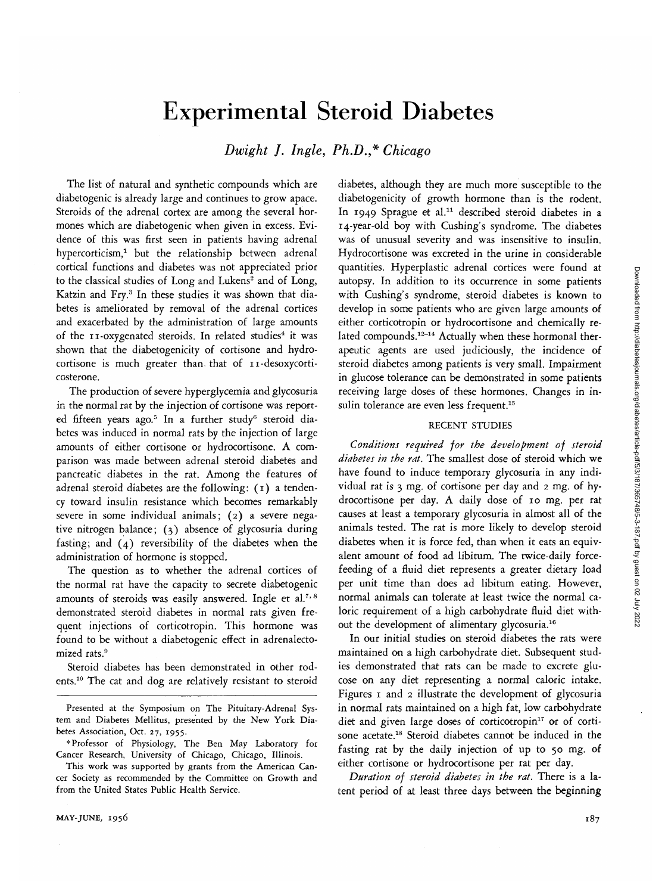# Experimental Steroid Diabetes

*Dwight J. Ingle, Ph.D.,\* Chicago*

The list of natural and synthetic compounds which are diabetogenic is already large and continues to grow apace. Steroids of the adrenal cortex are among the several hormones which are diabetogenic when given in excess. Evidence of this was first seen in patients having adrenal hypercorticism,[1] but the relationship between adrenal cortical functions and diabetes was not appreciated prior to the classical studies of Long and Lukens[2] and of Long, Katzin and Fry.[3] In these studies it was shown that diabetes is ameliorated by removal of the adrenal cortices and exacerbated by the administration of large amounts of the 11-oxygenated steroids. In related studies[4] it was shown that the diabetogenicity of cortisone and hydrocortisone is much greater than that of 11-desoxycorticosterone.

The production of severe hyperglycemia and glycosuria in the normal rat by the injection of cortisone was reported fifteen years ago.[5] In a further study[6] steroid diabetes was induced in normal rats by the injection of large amounts of either cortisone or hydrocortisone. A comparison was made between adrenal steroid diabetes and pancreatic diabetes in the rat. Among the features of adrenal steroid diabetes are the following: (1) a tendency toward insulin resistance which becomes remarkably severe in some individual animals; (2) a severe negative nitrogen balance; (3) absence of glycosuria during fasting; and (4) reversibility of the diabetes when the administration of hormone is stopped.

The question as to whether the adrenal cortices of the normal rat have the capacity to secrete diabetogenic amounts of steroids was easily answered. Ingle et al.[7,8] demonstrated steroid diabetes in normal rats given frequent injections of corticotropin. This hormone was found to be without a diabetogenic effect in adrenalectomized rats.[9]

Steroid diabetes has been demonstrated in other rodents.[10] The cat and dog are relatively resistant to steroid diabetes, although they are much more susceptible to the diabetogenicity of growth hormone than is the rodent. In 1949 Sprague et al.[11] described steroid diabetes in a 14-year-old boy with Cushing's syndrome. The diabetes was of unusual severity and was insensitive to insulin. Hydrocortisone was excreted in the urine in considerable quantities. Hyperplastic adrenal cortices were found at autopsy. In addition to its occurrence in some patients with Cushing's syndrome, steroid diabetes is known to develop in some patients who are given large amounts of either corticotropin or hydrocortisone and chemically related compounds.[12-14] Actually when these hormonal therapeutic agents are used judiciously, the incidence of steroid diabetes among patients is very small. Impairment in glucose tolerance can be demonstrated in some patients receiving large doses of these hormones. Changes in insulin tolerance are even less frequent.[15]

## RECENT STUDIES

*Conditions required for the development of steroid diabetes in the rat.* The smallest dose of steroid which we have found to induce temporary glycosuria in any individual rat is 3 mg. of cortisone per day and 2 mg. of hydrocortisone per day. A daily dose of 10 mg. per rat causes at least a temporary glycosuria in almost all of the animals tested. The rat is more likely to develop steroid diabetes when it is force fed, than when it eats an equivalent amount of food ad libitum. The twice-daily force-feeding of a fluid diet represents a greater dietary load per unit time than does ad libitum eating. However, normal animals can tolerate at least twice the normal caloric requirement of a high carbohydrate fluid diet without the development of alimentary glycosuria.[16]

In our initial studies on steroid diabetes the rats were maintained on a high carbohydrate diet. Subsequent studies demonstrated that rats can be made to excrete glucose on any diet representing a normal caloric intake. Figures 1 and 2 illustrate the development of glycosuria in normal rats maintained on a high fat, low carbohydrate diet and given large doses of corticotropin[17] or of cortisone acetate.[18] Steroid diabetes cannot be induced in the fasting rat by the daily injection of up to 50 mg. of either cortisone or hydrocortisone per rat per day.

*Duration of steroid diabetes in the rat.* There is a latent period of at least three days between the beginning

---

Presented at the Symposium on The Pituitary-Adrenal System and Diabetes Mellitus, presented by the New York Diabetes Association, Oct. 27, 1955.

\*Professor of Physiology, The Ben May Laboratory for Cancer Research, University of Chicago, Chicago, Illinois.

This work was supported by grants from the American Cancer Society as recommended by the Committee on Growth and from the United States Public Health Service.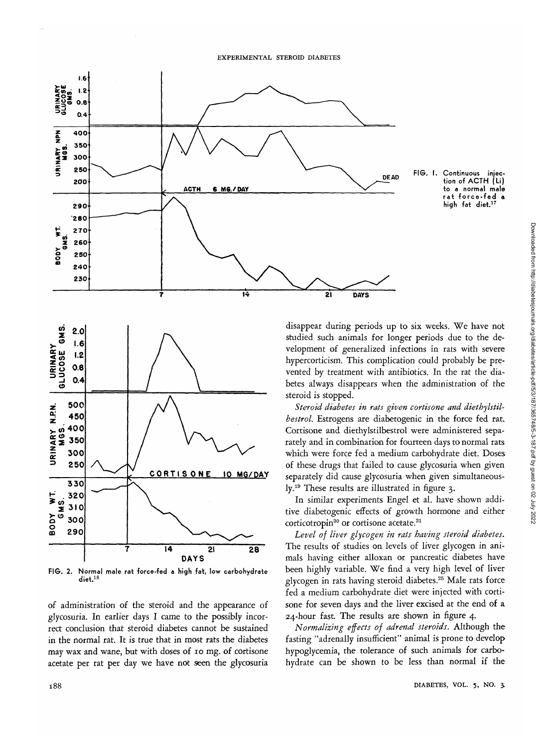FIG. 1. Continuous injection of ACTH (Li) to a normal male rat force-fed a high fat diet.[17]

FIG. 2. Normal male rat force-fed a high fat, low carbohydrate diet.[18]

of administration of the steroid and the appearance of glycosuria. In earlier days I came to the possibly incorrect conclusion that steroid diabetes cannot be sustained in the normal rat. It is true that in most rats the diabetes may wax and wane, but with doses of 10 mg. of cortisone acetate per rat per day we have not seen the glycosuria disappear during periods up to six weeks. We have not studied such animals for longer periods due to the development of generalized infections in rats with severe hypercorticism. This complication could probably be prevented by treatment with antibiotics. In the rat the diabetes always disappears when the administration of the steroid is stopped.

*Steroid diabetes in rats given cortisone and diethylstilbestrol.* Estrogens are diabetogenic in the force fed rat. Cortisone and diethylstilbestrol were administered separately and in combination for fourteen days to normal rats which were force fed a medium carbohydrate diet. Doses of these drugs that failed to cause glycosuria when given separately did cause glycosuria when given simultaneously.[19] These results are illustrated in figure 3.

In similar experiments Engel et al. have shown additive diabetogenic effects of growth hormone and either corticotropin[30] or cortisone acetate.[31]

*Level of liver glycogen in rats having steroid diabetes.* The results of studies on levels of liver glycogen in animals having either alloxan or pancreatic diabetes have been highly variable. We find a very high level of liver glycogen in rats having steroid diabetes.[25] Male rats force fed a medium carbohydrate diet were injected with cortisone for seven days and the liver excised at the end of a 24-hour fast. The results are shown in figure 4.

*Normalizing effects of adrenal steroids.* Although the fasting "adrenally insufficient" animal is prone to develop hypoglycemia, the tolerance of such animals for carbohydrate can be shown to be less than normal if the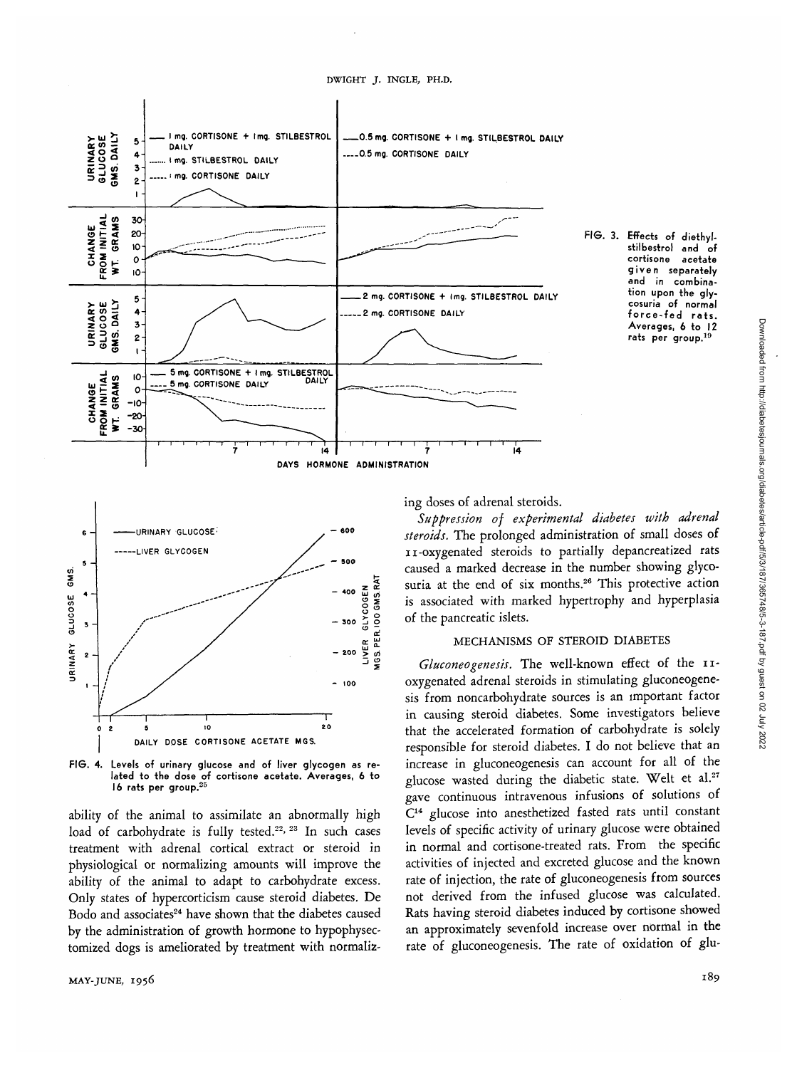FIG. 3. Effects of diethylstilbestrol and of cortisone acetate given separately and in combination upon the glycosuria of normal force-fed rats. Averages, 6 to 12 rats per group.[19]

FIG. 4. Levels of urinary glucose and of liver glycogen as related to the dose of cortisone acetate. Averages, 6 to 16 rats per group.[25]

ability of the animal to assimilate an abnormally high load of carbohydrate is fully tested.[22, 23] In such cases treatment with adrenal cortical extract or steroid in physiological or normalizing amounts will improve the ability of the animal to adapt to carbohydrate excess. Only states of hypercorticism cause steroid diabetes. De Bodo and associates[24] have shown that the diabetes caused by the administration of growth hormone to hypophysectomized dogs is ameliorated by treatment with normalizing doses of adrenal steroids.

*Suppression of experimental diabetes with adrenal steroids.* The prolonged administration of small doses of 11-oxygenated steroids to partially depancreatized rats caused a marked decrease in the number showing glycosuria at the end of six months.[26] This protective action is associated with marked hypertrophy and hyperplasia of the pancreatic islets.

## MECHANISMS OF STEROID DIABETES

*Gluconeogenesis.* The well-known effect of the 11-oxygenated adrenal steroids in stimulating gluconeogenesis from noncarbohydrate sources is an important factor in causing steroid diabetes. Some investigators believe that the accelerated formation of carbohydrate is solely responsible for steroid diabetes. I do not believe that an increase in gluconeogenesis can account for all of the glucose wasted during the diabetic state. Welt et al.[27] gave continuous intravenous infusions of solutions of $C^{14}$ glucose into anesthetized fasted rats until constant levels of specific activity of urinary glucose were obtained in normal and cortisone-treated rats. From the specific activities of injected and excreted glucose and the known rate of injection, the rate of gluconeogenesis from sources not derived from the infused glucose was calculated. Rats having steroid diabetes induced by cortisone showed an approximately sevenfold increase over normal in the rate of gluconeogenesis. The rate of oxidation of glu-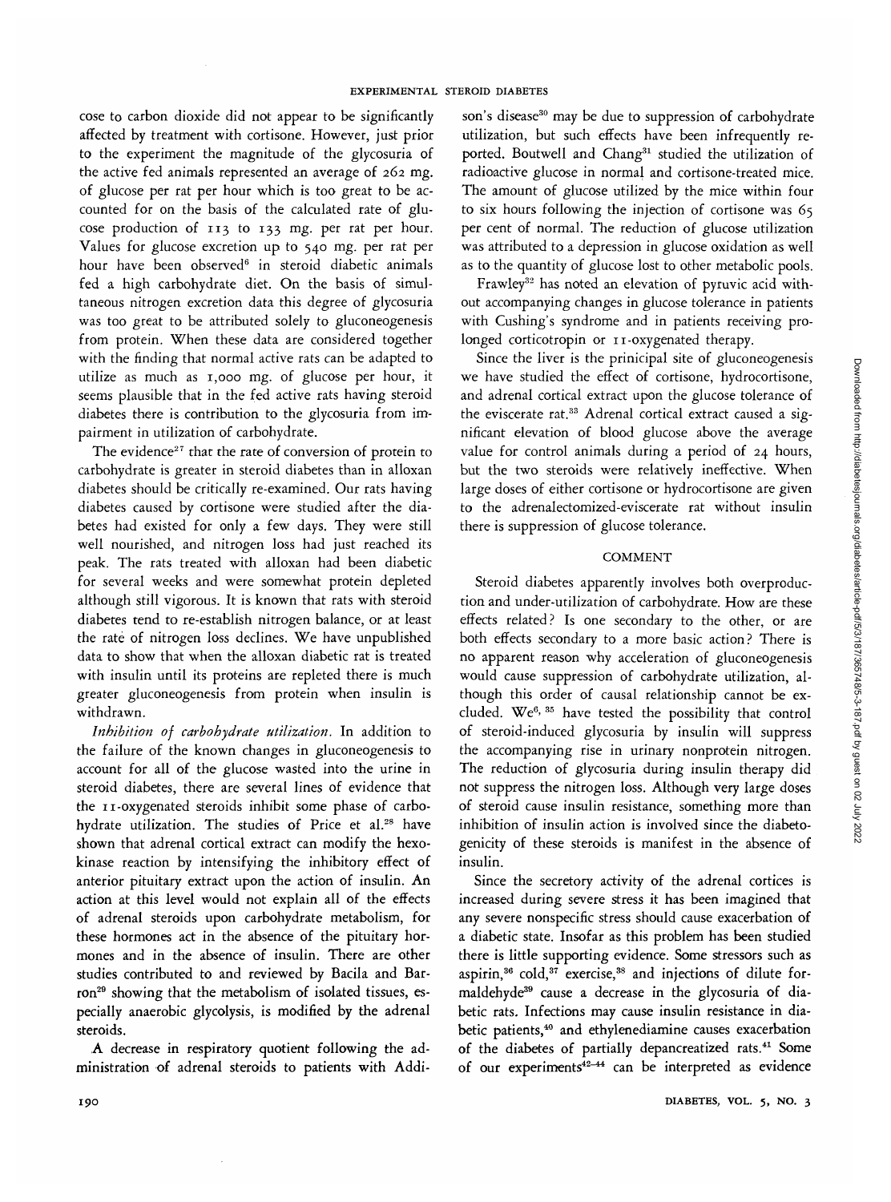cose to carbon dioxide did not appear to be significantly affected by treatment with cortisone. However, just prior to the experiment the magnitude of the glycosuria of the active fed animals represented an average of 262 mg. of glucose per rat per hour which is too great to be accounted for on the basis of the calculated rate of glucose production of 113 to 133 mg. per rat per hour. Values for glucose excretion up to 540 mg. per rat per hour have been observed[6] in steroid diabetic animals fed a high carbohydrate diet. On the basis of simultaneous nitrogen excretion data this degree of glycosuria was too great to be attributed solely to gluconeogenesis from protein. When these data are considered together with the finding that normal active rats can be adapted to utilize as much as 1,000 mg. of glucose per hour, it seems plausible that in the fed active rats having steroid diabetes there is contribution to the glycosuria from impairment in utilization of carbohydrate.

The evidence[27] that the rate of conversion of protein to carbohydrate is greater in steroid diabetes than in alloxan diabetes should be critically re-examined. Our rats having diabetes caused by cortisone were studied after the diabetes had existed for only a few days. They were still well nourished, and nitrogen loss had just reached its peak. The rats treated with alloxan had been diabetic for several weeks and were somewhat protein depleted although still vigorous. It is known that rats with steroid diabetes tend to re-establish nitrogen balance, or at least the rate of nitrogen loss declines. We have unpublished data to show that when the alloxan diabetic rat is treated with insulin until its proteins are repleted there is much greater gluconeogenesis from protein when insulin is withdrawn.

*Inhibition of carbohydrate utilization.* In addition to the failure of the known changes in gluconeogenesis to account for all of the glucose wasted into the urine in steroid diabetes, there are several lines of evidence that the 11-oxygenated steroids inhibit some phase of carbohydrate utilization. The studies of Price et al.[28] have shown that adrenal cortical extract can modify the hexokinase reaction by intensifying the inhibitory effect of anterior pituitary extract upon the action of insulin. An action at this level would not explain all of the effects of adrenal steroids upon carbohydrate metabolism, for these hormones act in the absence of the pituitary hormones and in the absence of insulin. There are other studies contributed to and reviewed by Bacila and Barron[29] showing that the metabolism of isolated tissues, especially anaerobic glycolysis, is modified by the adrenal steroids.

A decrease in respiratory quotient following the administration of adrenal steroids to patients with Addison's disease[30] may be due to suppression of carbohydrate utilization, but such effects have been infrequently reported. Boutwell and Chang[31] studied the utilization of radioactive glucose in normal and cortisone-treated mice. The amount of glucose utilized by the mice within four to six hours following the injection of cortisone was 65 per cent of normal. The reduction of glucose utilization was attributed to a depression in glucose oxidation as well as to the quantity of glucose lost to other metabolic pools.

Frawley[32] has noted an elevation of pyruvic acid without accompanying changes in glucose tolerance in patients with Cushing's syndrome and in patients receiving prolonged corticotropin or 11-oxygenated therapy.

Since the liver is the prinicipal site of gluconeogenesis we have studied the effect of cortisone, hydrocortisone, and adrenal cortical extract upon the glucose tolerance of the eviscerate rat.[33] Adrenal cortical extract caused a significant elevation of blood glucose above the average value for control animals during a period of 24 hours, but the two steroids were relatively ineffective. When large doses of either cortisone or hydrocortisone are given to the adrenalectomized-eviscerate rat without insulin there is suppression of glucose tolerance.

## COMMENT

Steroid diabetes apparently involves both overproduction and under-utilization of carbohydrate. How are these effects related? Is one secondary to the other, or are both effects secondary to a more basic action? There is no apparent reason why acceleration of gluconeogenesis would cause suppression of carbohydrate utilization, although this order of causal relationship cannot be excluded. We[6, 35] have tested the possibility that control of steroid-induced glycosuria by insulin will suppress the accompanying rise in urinary nonprotein nitrogen. The reduction of glycosuria during insulin therapy did not suppress the nitrogen loss. Although very large doses of steroid cause insulin resistance, something more than inhibition of insulin action is involved since the diabetogenicity of these steroids is manifest in the absence of insulin.

Since the secretory activity of the adrenal cortices is increased during severe stress it has been imagined that any severe nonspecific stress should cause exacerbation of a diabetic state. Insofar as this problem has been studied there is little supporting evidence. Some stressors such as aspirin,[36] cold,[37] exercise,[38] and injections of dilute formaldehyde[39] cause a decrease in the glycosuria of diabetic rats. Infections may cause insulin resistance in diabetic patients,[40] and ethylenediamine causes exacerbation of the diabetes of partially depancreatized rats.[41] Some of our experiments[42-44] can be interpreted as evidence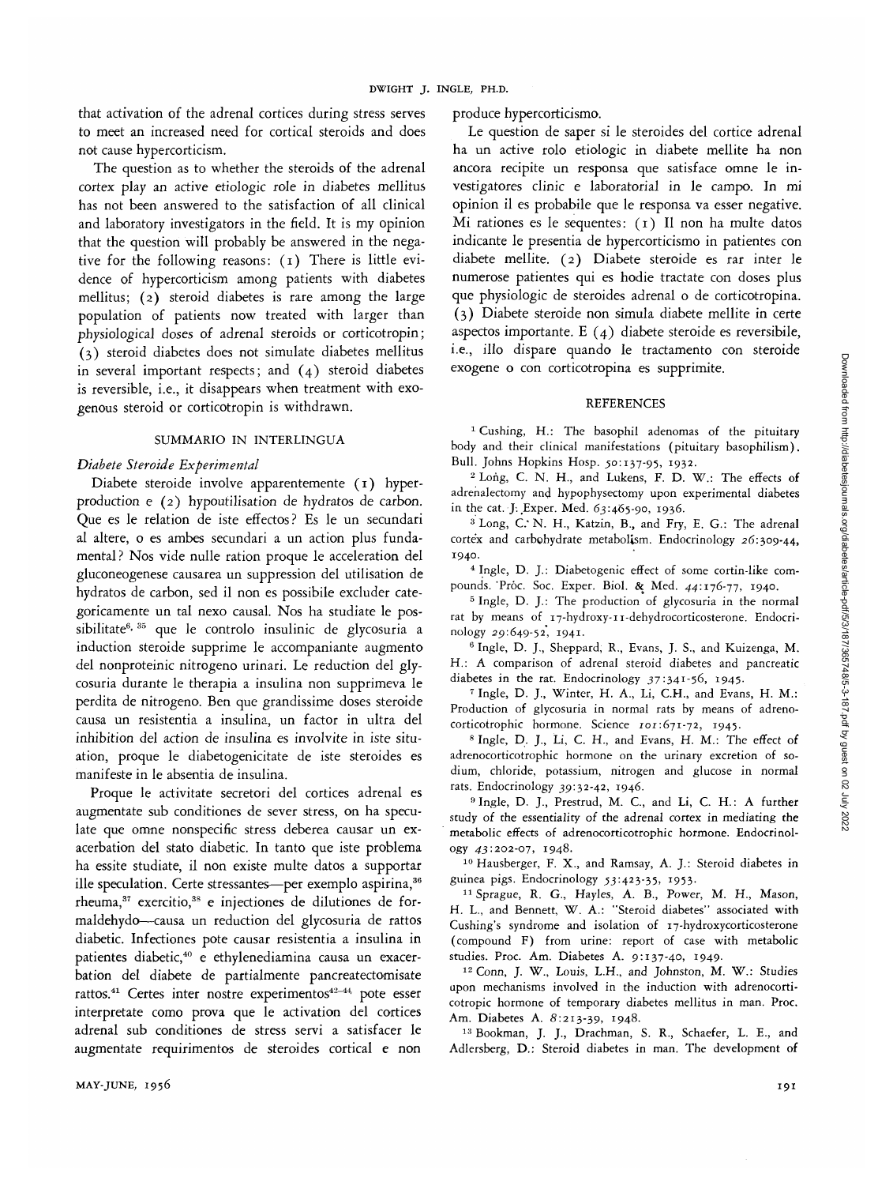that activation of the adrenal cortices during stress serves to meet an increased need for cortical steroids and does not cause hypercorticism.

The question as to whether the steroids of the adrenal cortex play an active etiologic role in diabetes mellitus has not been answered to the satisfaction of all clinical and laboratory investigators in the field. It is my opinion that the question will probably be answered in the negative for the following reasons: (1) There is little evidence of hypercorticism among patients with diabetes mellitus; (2) steroid diabetes is rare among the large population of patients now treated with larger than physiological doses of adrenal steroids or corticotropin; (3) steroid diabetes does not simulate diabetes mellitus in several important respects; and (4) steroid diabetes is reversible, i.e., it disappears when treatment with exogenous steroid or corticotropin is withdrawn.

## SUMMARIO IN INTERLINGUA

### *Diabete Steroide Experimental*

Diabete steroide involve apparentemente (1) hyperproduction e (2) hypoutilisation de hydratos de carbon. Que es le relation de iste effectos? Es le un secundari al altere, o es ambes secundari a un action plus fundamental? Nos vide nulle ration proque le acceleration del gluconeogenese causarea un suppression del utilisation de hydratos de carbon, sed il non es possibile excluder categoricamente un tal nexo causal. Nos ha studiate le possibilitate[6, 35] que le controlo insulinic de glycosuria a induction steroide supprime le accompaniante augmento del nonproteinic nitrogeno urinari. Le reduction del glycosuria durante le therapia a insulina non supprimeva le perdita de nitrogeno. Ben que grandissime doses steroide causa un resistentia a insulina, un factor in ultra del inhibition del action de insulina es involvite in iste situation, proque le diabetogenicitate de iste steroides es manifeste in le absentia de insulina.

Proque le activitate secretori del cortices adrenal es augmentate sub conditiones de sever stress, on ha speculate que omne nonspecific stress deberea causar un exacerbation del stato diabetic. In tanto que iste problema ha essite studiate, il non existe multe datos a supportar ille speculation. Certe stressantes—per exemplo aspirina,[36] rheuma,[37] exercitio,[38] e injectiones de dilutiones de formaldehydo—causa un reduction del glycosuria de rattos diabetic. Infectiones pote causar resistentia a insulina in patientes diabetic,[40] e ethylenediamina causa un exacerbation del diabete de partialmente pancreatectomisate rattos.[41] Certes inter nostre experimentos[42–44] pote esser interpretate como prova que le activation del cortices adrenal sub conditiones de stress servi a satisfacer le augmentate requirimentos de steroides cortical e non produce hypercorticismo.

Le question de saper si le steroides del cortice adrenal ha un active rolo etiologic in diabete mellite ha non ancora recipite un responsa que satisface omne le investigatores clinic e laboratorial in le campo. In mi opinion il es probabile que le responsa va esser negative. Mi rationes es le sequentes: (1) Il non ha multe datos indicante le presentia de hypercorticismo in patientes con diabete mellite. (2) Diabete steroide es rar inter le numerose patientes qui es hodie tractate con doses plus que physiologic de steroides adrenal o de corticotropina. (3) Diabete steroide non simula diabete mellite in certe aspectos importante. E (4) diabete steroide es reversibile, i.e., illo dispare quando le tractamento con steroide exogene o con corticotropina es supprimite.

## REFERENCES

1 Cushing, H.: The basophil adenomas of the pituitary body and their clinical manifestations (pituitary basophilism). Bull. Johns Hopkins Hosp. 50:137-95, 1932.

2 Long, C. N. H., and Lukens, F. D. W.: The effects of adrenalectomy and hypophysectomy upon experimental diabetes in the cat. J. Exper. Med. 63:465-90, 1936.

3 Long, C. N. H., Katzin, B., and Fry, E. G.: The adrenal cortex and carbohydrate metabolism. Endocrinology 26:309-44, 1940.

4 Ingle, D. J.: Diabetogenic effect of some cortin-like compounds. Proc. Soc. Exper. Biol. & Med. 44:176-77, 1940.

5 Ingle, D. J.: The production of glycosuria in the normal rat by means of 17-hydroxy-11-dehydrocorticosterone. Endocrinology 29:649-52, 1941.

6 Ingle, D. J., Sheppard, R., Evans, J. S., and Kuizenga, M. H.: A comparison of adrenal steroid diabetes and pancreatic diabetes in the rat. Endocrinology 37:341-56, 1945.

7 Ingle, D. J., Winter, H. A., Li, C.H., and Evans, H. M.: Production of glycosuria in normal rats by means of adrenocorticotrophic hormone. Science 101:671-72, 1945.

8 Ingle, D. J., Li, C. H., and Evans, H. M.: The effect of adrenocorticotrophic hormone on the urinary excretion of sodium, chloride, potassium, nitrogen and glucose in normal rats. Endocrinology 39:32-42, 1946.

9 Ingle, D. J., Prestrud, M. C., and Li, C. H.: A further study of the essentiality of the adrenal cortex in mediating the metabolic effects of adrenocorticotrophic hormone. Endocrinology 43:202-07, 1948.

10 Hausberger, F. X., and Ramsay, A. J.: Steroid diabetes in guinea pigs. Endocrinology 53:423-35, 1953.

11 Sprague, R. G., Hayles, A. B., Power, M. H., Mason, H. L., and Bennett, W. A.: "Steroid diabetes" associated with Cushing's syndrome and isolation of 17-hydroxycorticosterone (compound F) from urine: report of case with metabolic studies. Proc. Am. Diabetes A. 9:137-40, 1949.

12 Conn, J. W., Louis, L.H., and Johnston, M. W.: Studies upon mechanisms involved in the induction with adrenocorticotropic hormone of temporary diabetes mellitus in man. Proc. Am. Diabetes A. 8:213-39, 1948.

13 Bookman, J. J., Drachman, S. R., Schaefer, L. E., and Adlersberg, D.: Steroid diabetes in man. The development of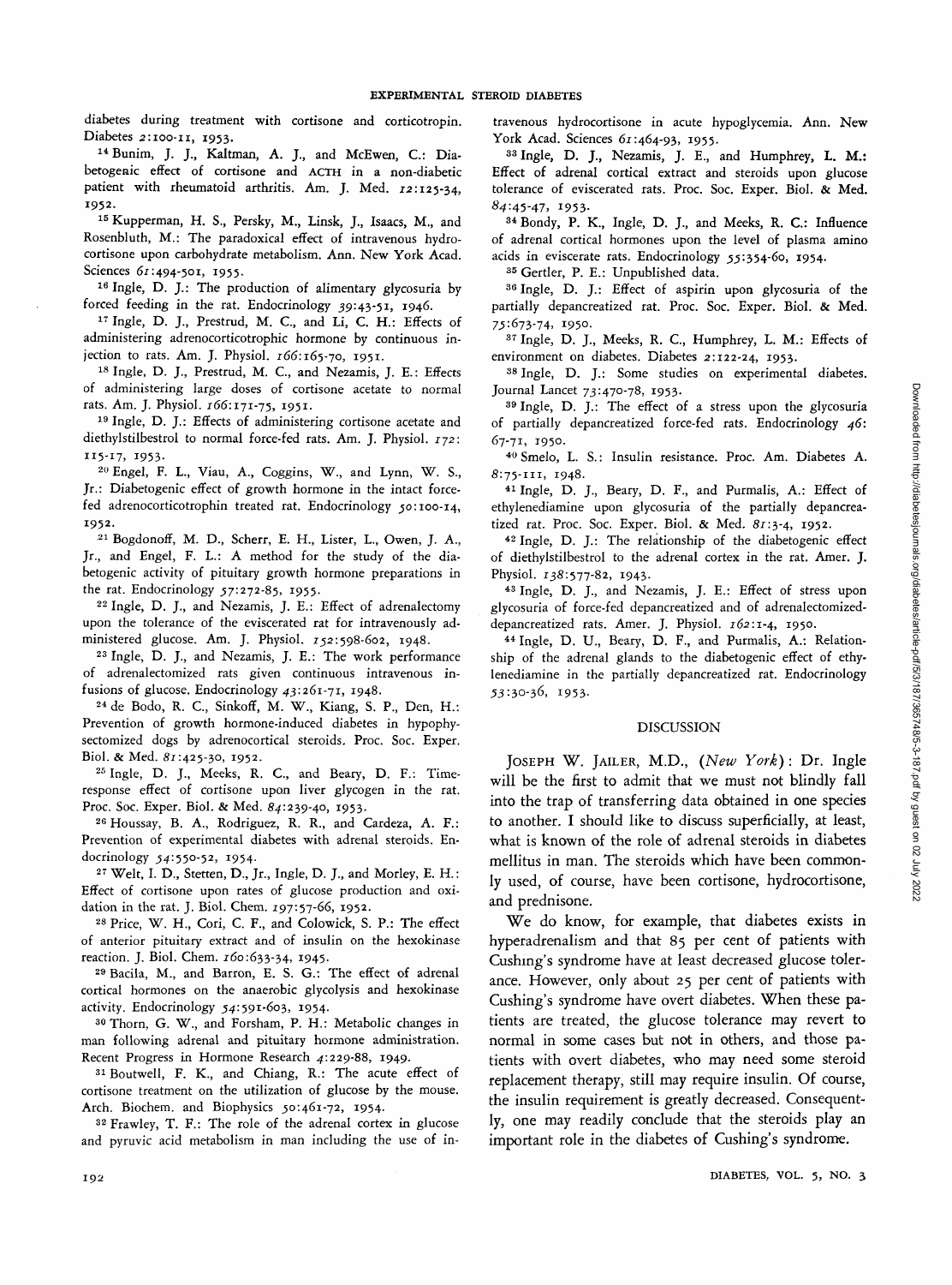diabetes during treatment with cortisone and corticotropin. Diabetes *2*:100-11, 1953.

[14] Bunim, J. J., Kaltman, A. J., and McEwen, C.: Diabetogenic effect of cortisone and ACTH in a non-diabetic patient with rheumatoid arthritis. Am. J. Med. *12*:125-34, 1952.

[15] Kupperman, H. S., Persky, M., Linsk, J., Isaacs, M., and Rosenbluth, M.: The paradoxical effect of intravenous hydrocortisone upon carbohydrate metabolism. Ann. New York Acad. Sciences *61*:494-501, 1955.

[16] Ingle, D. J.: The production of alimentary glycosuria by forced feeding in the rat. Endocrinology *39*:43-51, 1946.

[17] Ingle, D. J., Prestrud, M. C., and Li, C. H.: Effects of administering adrenocorticotrophic hormone by continuous injection to rats. Am. J. Physiol. *166*:165-70, 1951.

[18] Ingle, D. J., Prestrud, M. C., and Nezamis, J. E.: Effects of administering large doses of cortisone acetate to normal rats. Am. J. Physiol. *166*:171-75, 1951.

[19] Ingle, D. J.: Effects of administering cortisone acetate and diethylstilbestrol to normal force-fed rats. Am. J. Physiol. *172*:115-17, 1953.

[20] Engel, F. L., Viau, A., Coggins, W., and Lynn, W. S., Jr.: Diabetogenic effect of growth hormone in the intact force-fed adrenocorticotrophin treated rat. Endocrinology *50*:100-14, 1952.

[21] Bogdonoff, M. D., Scherr, E. H., Lister, L., Owen, J. A., Jr., and Engel, F. L.: A method for the study of the diabetogenic activity of pituitary growth hormone preparations in the rat. Endocrinology *57*:272-85, 1955.

[22] Ingle, D. J., and Nezamis, J. E.: Effect of adrenalectomy upon the tolerance of the eviscerated rat for intravenously administered glucose. Am. J. Physiol. *152*:598-602, 1948.

[23] Ingle, D. J., and Nezamis, J. E.: The work performance of adrenalectomized rats given continuous intravenous infusions of glucose. Endocrinology *43*:261-71, 1948.

[24] de Bodo, R. C., Sinkoff, M. W., Kiang, S. P., Den, H.: Prevention of growth hormone-induced diabetes in hypophysectomized dogs by adrenocortical steroids. Proc. Soc. Exper. Biol. & Med. *81*:425-30, 1952.

[25] Ingle, D. J., Meeks, R. C., and Beary, D. F.: Time-response effect of cortisone upon liver glycogen in the rat. Proc. Soc. Exper. Biol. & Med. *84*:239-40, 1953.

[26] Houssay, B. A., Rodriguez, R. R., and Cardeza, A. F.: Prevention of experimental diabetes with adrenal steroids. Endocrinology *54*:550-52, 1954.

[27] Welt, I. D., Stetten, D., Jr., Ingle, D. J., and Morley, E. H.: Effect of cortisone upon rates of glucose production and oxidation in the rat. J. Biol. Chem. *197*:57-66, 1952.

[28] Price, W. H., Cori, C. F., and Colowick, S. P.: The effect of anterior pituitary extract and of insulin on the hexokinase reaction. J. Biol. Chem. *160*:633-34, 1945.

[29] Bacila, M., and Barron, E. S. G.: The effect of adrenal cortical hormones on the anaerobic glycolysis and hexokinase activity. Endocrinology *54*:591-603, 1954.

[30] Thorn, G. W., and Forsham, P. H.: Metabolic changes in man following adrenal and pituitary hormone administration. Recent Progress in Hormone Research *4*:229-88, 1949.

[31] Boutwell, F. K., and Chiang, R.: The acute effect of cortisone treatment on the utilization of glucose by the mouse. Arch. Biochem. and Biophysics *50*:461-72, 1954.

[32] Frawley, T. F.: The role of the adrenal cortex in glucose and pyruvic acid metabolism in man including the use of intravenous hydrocortisone in acute hypoglycemia. Ann. New York Acad. Sciences *61*:464-93, 1955.

[33] Ingle, D. J., Nezamis, J. E., and Humphrey, L. M.: Effect of adrenal cortical extract and steroids upon glucose tolerance of eviscerated rats. Proc. Soc. Exper. Biol. & Med. *84*:45-47, 1953.

[34] Bondy, P. K., Ingle, D. J., and Meeks, R. C.: Influence of adrenal cortical hormones upon the level of plasma amino acids in eviscerate rats. Endocrinology *55*:354-60, 1954.

[35] Gertler, P. E.: Unpublished data.

[36] Ingle, D. J.: Effect of aspirin upon glycosuria of the partially depancreatized rat. Proc. Soc. Exper. Biol. & Med. *75*:673-74, 1950.

[37] Ingle, D. J., Meeks, R. C., Humphrey, L. M.: Effects of environment on diabetes. Diabetes *2*:122-24, 1953.

[38] Ingle, D. J.: Some studies on experimental diabetes. Journal Lancet *73*:470-78, 1953.

[39] Ingle, D. J.: The effect of a stress upon the glycosuria of partially depancreatized force-fed rats. Endocrinology *46*:67-71, 1950.

[40] Smelo, L. S.: Insulin resistance. Proc. Am. Diabetes A. *8*:75-111, 1948.

[41] Ingle, D. J., Beary, D. F., and Purmalis, A.: Effect of ethylenediamine upon glycosuria of the partially depancreatized rat. Proc. Soc. Exper. Biol. & Med. *81*:3-4, 1952.

[42] Ingle, D. J.: The relationship of the diabetogenic effect of diethylstilbestrol to the adrenal cortex in the rat. Amer. J. Physiol. *138*:577-82, 1943.

[43] Ingle, D. J., and Nezamis, J. E.: Effect of stress upon glycosuria of force-fed depancreatized and of adrenalectomized-depancreatized rats. Amer. J. Physiol. *162*:1-4, 1950.

[44] Ingle, D. U., Beary, D. F., and Purmalis, A.: Relationship of the adrenal glands to the diabetogenic effect of ethylenediamine in the partially depancreatized rat. Endocrinology *53*:30-36, 1953.

## DISCUSSION

JOSEPH W. JAILER, M.D., (*New York*): Dr. Ingle will be the first to admit that we must not blindly fall into the trap of transferring data obtained in one species to another. I should like to discuss superficially, at least, what is known of the role of adrenal steroids in diabetes mellitus in man. The steroids which have been commonly used, of course, have been cortisone, hydrocortisone, and prednisone.

We do know, for example, that diabetes exists in hyperadrenalism and that 85 per cent of patients with Cushing's syndrome have at least decreased glucose tolerance. However, only about 25 per cent of patients with Cushing's syndrome have overt diabetes. When these patients are treated, the glucose tolerance may revert to normal in some cases but not in others, and those patients with overt diabetes, who may need some steroid replacement therapy, still may require insulin. Of course, the insulin requirement is greatly decreased. Consequently, one may readily conclude that the steroids play an important role in the diabetes of Cushing's syndrome.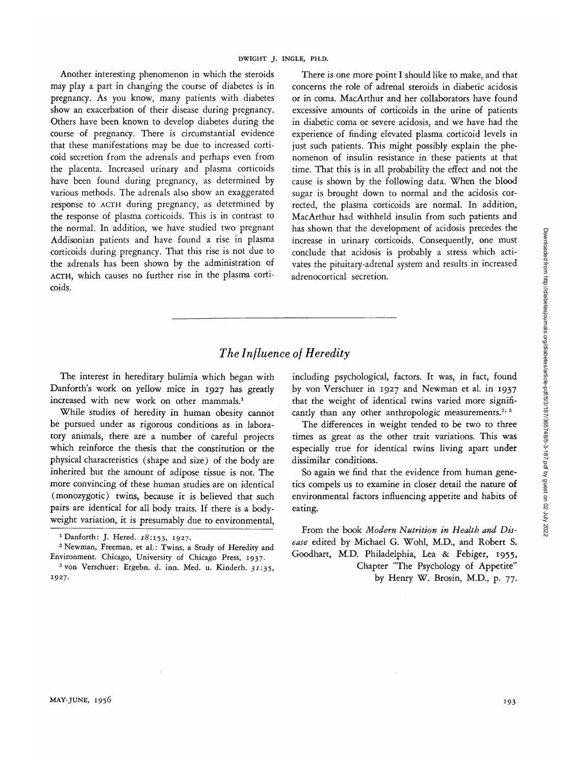Another interesting phenomenon in which the steroids may play a part in changing the course of diabetes is in pregnancy. As you know, many patients with diabetes show an exacerbation of their disease during pregnancy. Others have been known to develop diabetes during the course of pregnancy. There is circumstantial evidence that these manifestations may be due to increased corticoid secretion from the adrenals and perhaps even from the placenta. Increased urinary and plasma corticoids have been found during pregnancy, as determined by various methods. The adrenals also show an exaggerated response to ACTH during pregnancy, as determined by the response of plasma corticoids. This is in contrast to the normal. In addition, we have studied two pregnant Addisonian patients and have found a rise in plasma corticoids during pregnancy. That this rise is not due to the adrenals has been shown by the administration of ACTH, which causes no further rise in the plasma corticoids.

There is one more point I should like to make, and that concerns the role of adrenal steroids in diabetic acidosis or in coma. MacArthur and her collaborators have found excessive amounts of corticoids in the urine of patients in diabetic coma or severe acidosis, and we have had the experience of finding elevated plasma corticoid levels in just such patients. This might possibly explain the phenomenon of insulin resistance in these patients at that time. That this is in all probability the effect and not the cause is shown by the following data. When the blood sugar is brought down to normal and the acidosis corrected, the plasma corticoids are normal. In addition, MacArthur had withheld insulin from such patients and has shown that the development of acidosis precedes the increase in urinary corticoids. Consequently, one must conclude that acidosis is probably a stress which activates the pituitary-adrenal system and results in increased adrenocortical secretion.

---

## *The Influence of Heredity*

The interest in hereditary bulimia which began with Danforth's work on yellow mice in 1927 has greatly increased with new work on other mammals.[1]

While studies of heredity in human obesity cannot be pursued under as rigorous conditions as in laboratory animals, there are a number of careful projects which reinforce the thesis that the constitution or the physical characteristics (shape and size) of the body are inherited but the amount of adipose tissue is not. The more convincing of these human studies are on identical (monozygotic) twins, because it is believed that such pairs are identical for all body traits. If there is a body-weight variation, it is presumably due to environmental, including psychological, factors. It was, in fact, found by von Verschuer in 1927 and Newman et al. in 1937 that the weight of identical twins varied more significantly than any other anthropologic measurements.[2, 3]

The differences in weight tended to be two to three times as great as the other trait variations. This was especially true for identical twins living apart under dissimilar conditions.

So again we find that the evidence from human genetics compels us to examine in closer detail the nature of environmental factors influencing appetite and habits of eating.

From the book *Modern Nutrition in Health and Disease* edited by Michael G. Wohl, M.D., and Robert S. Goodhart, M.D. Philadelphia, Lea & Febiger, 1955, Chapter "The Psychology of Appetite" by Henry W. Brosin, M.D., p. 77.

---

[1] Danforth: J. Hered. *18*:153, 1927.

[2] Newman, Freeman, et al.: Twins, a Study of Heredity and Environment. Chicago, University of Chicago Press, 1937.

[3] von Verschuer: Ergebn. d. inn. Med. u. Kinderh. *31*:35, 1927.